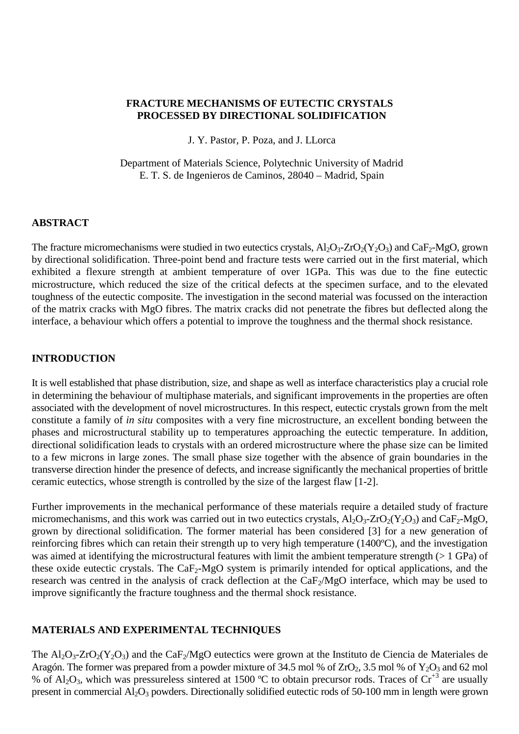# FRACTURE MECHANISMS OF EUTECTIC CRYSTALS PROCESSED BY DIRECTIONAL SOLIDIFICATION

J. Y. Pastor, P. Poza, and J. LLorca

Department of Materials Science, Polytechnic University of Madrid
E. T. S. de Ingenieros de Caminos, 28040 – Madrid, Spain

## ABSTRACT

The fracture micromechanisms were studied in two eutectics crystals, $Al_2O_3$-$ZrO_2$($Y_2O_3$) and $CaF_2$-MgO, grown by directional solidification. Three-point bend and fracture tests were carried out in the first material, which exhibited a flexure strength at ambient temperature of over 1GPa. This was due to the fine eutectic microstructure, which reduced the size of the critical defects at the specimen surface, and to the elevated toughness of the eutectic composite. The investigation in the second material was focussed on the interaction of the matrix cracks with MgO fibres. The matrix cracks did not penetrate the fibres but deflected along the interface, a behaviour which offers a potential to improve the toughness and the thermal shock resistance.

## INTRODUCTION

It is well established that phase distribution, size, and shape as well as interface characteristics play a crucial role in determining the behaviour of multiphase materials, and significant improvements in the properties are often associated with the development of novel microstructures. In this respect, eutectic crystals grown from the melt constitute a family of *in situ* composites with a very fine microstructure, an excellent bonding between the phases and microstructural stability up to temperatures approaching the eutectic temperature. In addition, directional solidification leads to crystals with an ordered microstructure where the phase size can be limited to a few microns in large zones. The small phase size together with the absence of grain boundaries in the transverse direction hinder the presence of defects, and increase significantly the mechanical properties of brittle ceramic eutectics, whose strength is controlled by the size of the largest flaw [1-2].

Further improvements in the mechanical performance of these materials require a detailed study of fracture micromechanisms, and this work was carried out in two eutectics crystals, $Al_2O_3$-$ZrO_2$($Y_2O_3$) and $CaF_2$-MgO, grown by directional solidification. The former material has been considered [3] for a new generation of reinforcing fibres which can retain their strength up to very high temperature (1400ºC), and the investigation was aimed at identifying the microstructural features with limit the ambient temperature strength (> 1 GPa) of these oxide eutectic crystals. The $CaF_2$-MgO system is primarily intended for optical applications, and the research was centred in the analysis of crack deflection at the $CaF_2$/MgO interface, which may be used to improve significantly the fracture toughness and the thermal shock resistance.

## MATERIALS AND EXPERIMENTAL TECHNIQUES

The $Al_2O_3$-$ZrO_2$($Y_2O_3$) and the $CaF_2$/MgO eutectics were grown at the Instituto de Ciencia de Materiales de Aragón. The former was prepared from a powder mixture of 34.5 mol % of $ZrO_2$, 3.5 mol % of $Y_2O_3$ and 62 mol % of $Al_2O_3$, which was pressureless sintered at 1500 ºC to obtain precursor rods. Traces of $Cr^{+3}$ are usually present in commercial $Al_2O_3$ powders. Directionally solidified eutectic rods of 50-100 mm in length were grown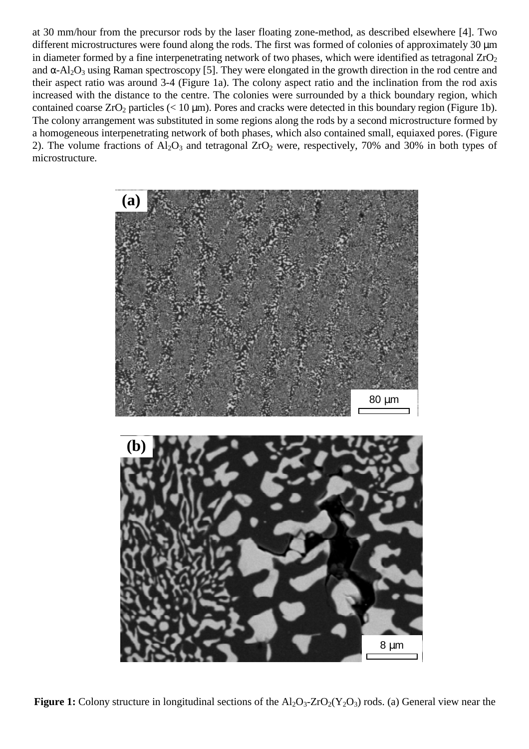at 30 mm/hour from the precursor rods by the laser floating zone-method, as described elsewhere [4]. Two different microstructures were found along the rods. The first was formed of colonies of approximately 30 µm in diameter formed by a fine interpenetrating network of two phases, which were identified as tetragonal $ZrO_2$ and α-$Al_2O_3$ using Raman spectroscopy [5]. They were elongated in the growth direction in the rod centre and their aspect ratio was around 3-4 (Figure 1a). The colony aspect ratio and the inclination from the rod axis increased with the distance to the centre. The colonies were surrounded by a thick boundary region, which contained coarse $ZrO_2$ particles (< 10 µm). Pores and cracks were detected in this boundary region (Figure 1b). The colony arrangement was substituted in some regions along the rods by a second microstructure formed by a homogeneous interpenetrating network of both phases, which also contained small, equiaxed pores. (Figure 2). The volume fractions of $Al_2O_3$ and tetragonal $ZrO_2$ were, respectively, 70% and 30% in both types of microstructure.

**Figure 1:** Colony structure in longitudinal sections of the $Al_2O_3$-$ZrO_2$($Y_2O_3$) rods. (a) General view near the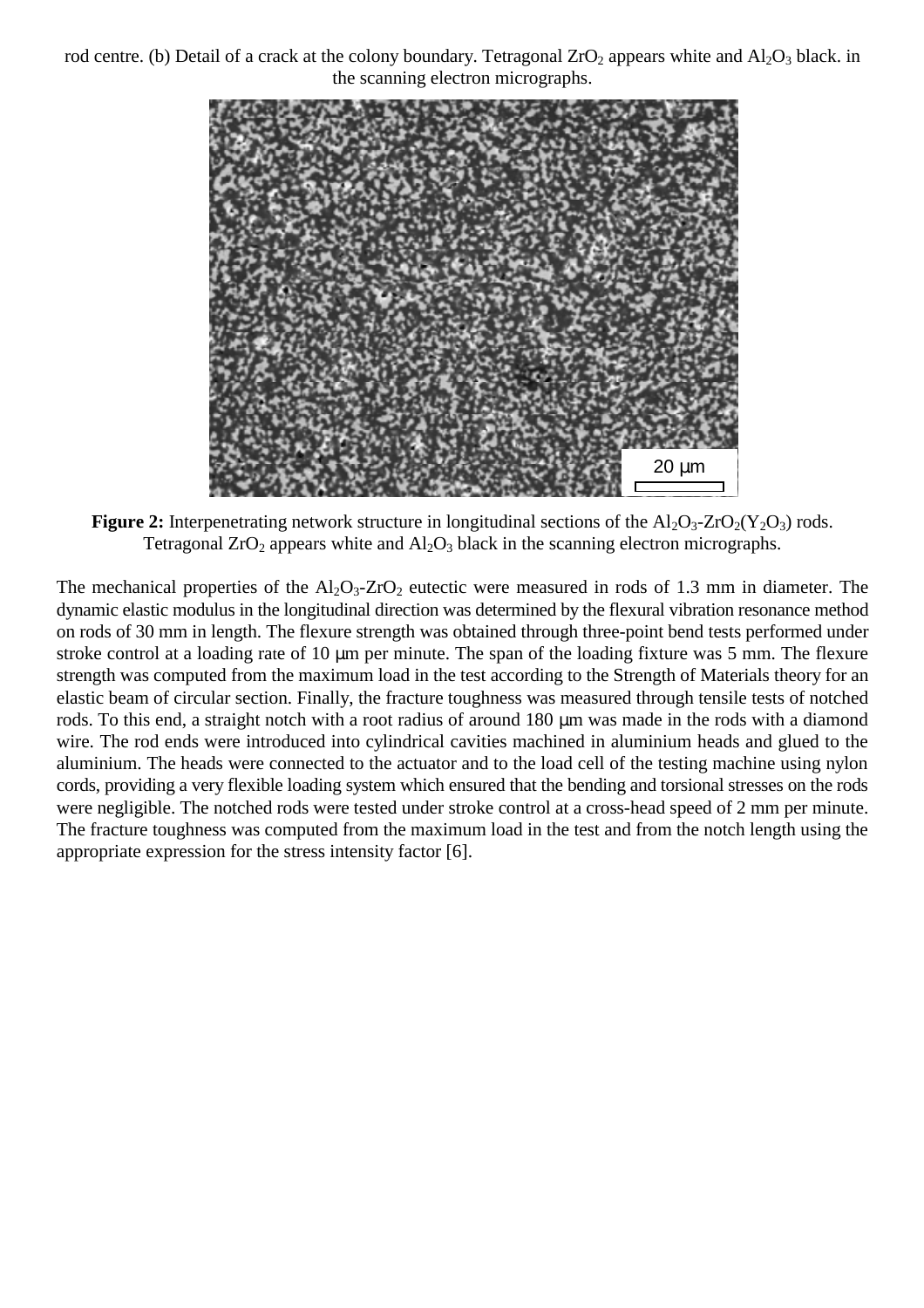rod centre. (b) Detail of a crack at the colony boundary. Tetragonal $ZrO_2$ appears white and $Al_2O_3$ black. in the scanning electron micrographs.

**Figure 2:** Interpenetrating network structure in longitudinal sections of the $Al_2O_3$-$ZrO_2(Y_2O_3)$ rods. Tetragonal $ZrO_2$ appears white and $Al_2O_3$ black in the scanning electron micrographs.

The mechanical properties of the $Al_2O_3$-$ZrO_2$ eutectic were measured in rods of 1.3 mm in diameter. The dynamic elastic modulus in the longitudinal direction was determined by the flexural vibration resonance method on rods of 30 mm in length. The flexure strength was obtained through three-point bend tests performed under stroke control at a loading rate of 10 µm per minute. The span of the loading fixture was 5 mm. The flexure strength was computed from the maximum load in the test according to the Strength of Materials theory for an elastic beam of circular section. Finally, the fracture toughness was measured through tensile tests of notched rods. To this end, a straight notch with a root radius of around 180 µm was made in the rods with a diamond wire. The rod ends were introduced into cylindrical cavities machined in aluminium heads and glued to the aluminium. The heads were connected to the actuator and to the load cell of the testing machine using nylon cords, providing a very flexible loading system which ensured that the bending and torsional stresses on the rods were negligible. The notched rods were tested under stroke control at a cross-head speed of 2 mm per minute. The fracture toughness was computed from the maximum load in the test and from the notch length using the appropriate expression for the stress intensity factor [6].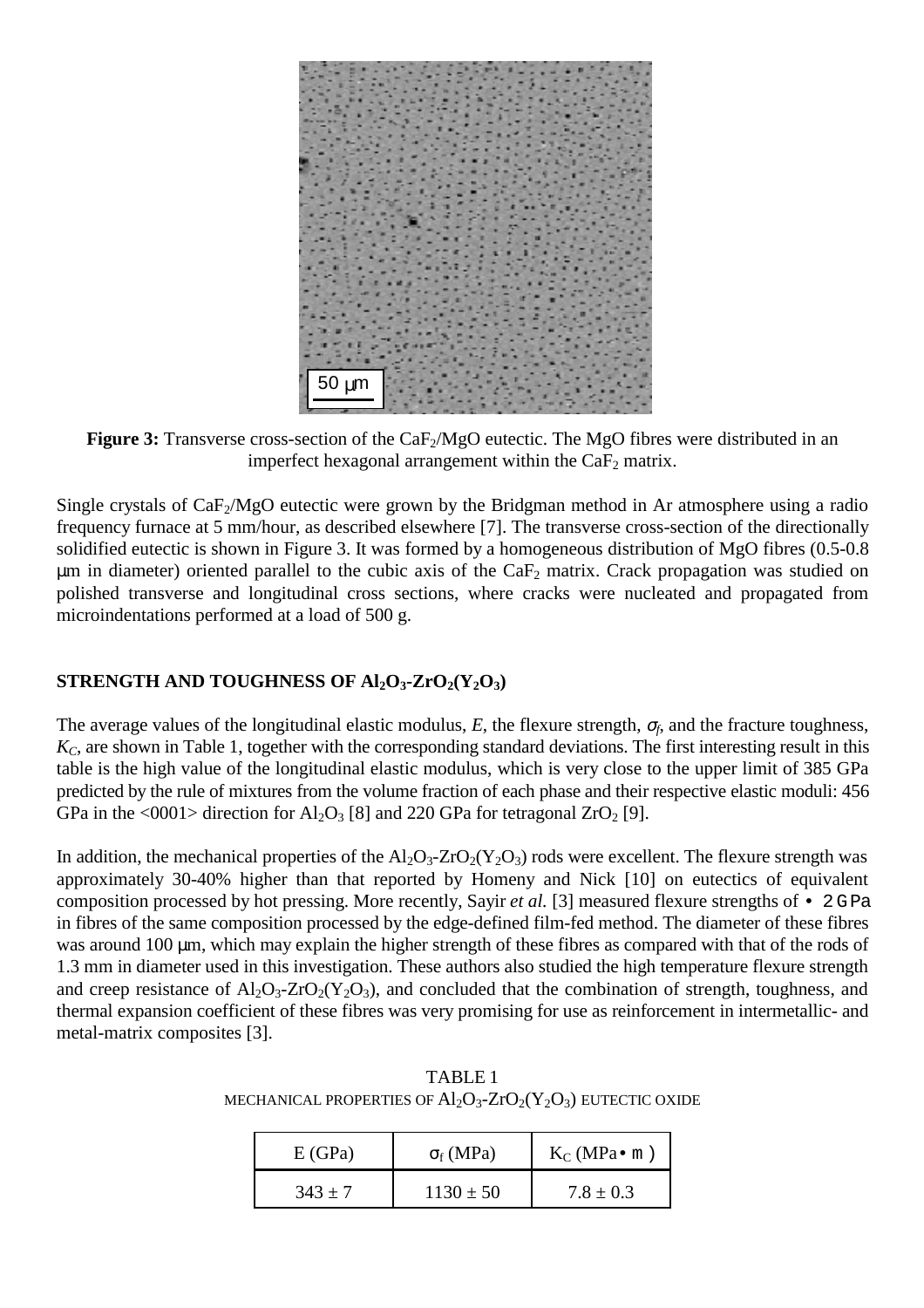**Figure 3:** Transverse cross-section of the $CaF_2$/MgO eutectic. The MgO fibres were distributed in an imperfect hexagonal arrangement within the $CaF_2$ matrix.

Single crystals of $CaF_2$/MgO eutectic were grown by the Bridgman method in Ar atmosphere using a radio frequency furnace at 5 mm/hour, as described elsewhere [7]. The transverse cross-section of the directionally solidified eutectic is shown in Figure 3. It was formed by a homogeneous distribution of MgO fibres (0.5-0.8 µm in diameter) oriented parallel to the cubic axis of the $CaF_2$ matrix. Crack propagation was studied on polished transverse and longitudinal cross sections, where cracks were nucleated and propagated from microindentations performed at a load of 500 g.

## STRENGTH AND TOUGHNESS OF $Al_2O_3$-$ZrO_2$($Y_2O_3$)

The average values of the longitudinal elastic modulus, $E$, the flexure strength, $\sigma_f$, and the fracture toughness, $K_C$, are shown in Table 1, together with the corresponding standard deviations. The first interesting result in this table is the high value of the longitudinal elastic modulus, which is very close to the upper limit of 385 GPa predicted by the rule of mixtures from the volume fraction of each phase and their respective elastic moduli: 456 GPa in the <0001> direction for $Al_2O_3$ [8] and 220 GPa for tetragonal $ZrO_2$ [9].

In addition, the mechanical properties of the $Al_2O_3$-$ZrO_2$($Y_2O_3$) rods were excellent. The flexure strength was approximately 30-40% higher than that reported by Homeny and Nick [10] on eutectics of equivalent composition processed by hot pressing. More recently, Sayir *et al.* [3] measured flexure strengths of $\geq$ 2 GPa in fibres of the same composition processed by the edge-defined film-fed method. The diameter of these fibres was around 100 µm, which may explain the higher strength of these fibres as compared with that of the rods of 1.3 mm in diameter used in this investigation. These authors also studied the high temperature flexure strength and creep resistance of $Al_2O_3$-$ZrO_2$($Y_2O_3$), and concluded that the combination of strength, toughness, and thermal expansion coefficient of these fibres was very promising for use as reinforcement in intermetallic- and metal-matrix composites [3].

TABLE 1
MECHANICAL PROPERTIES OF $Al_2O_3$-$ZrO_2$($Y_2O_3$) EUTECTIC OXIDE

| E (GPa) | $\sigma_f$ (MPa) | $K_C$ (MPa$\sqrt{m}$) |
|---|---|---|
| 343 ± 7 | 1130 ± 50 | 7.8 ± 0.3 |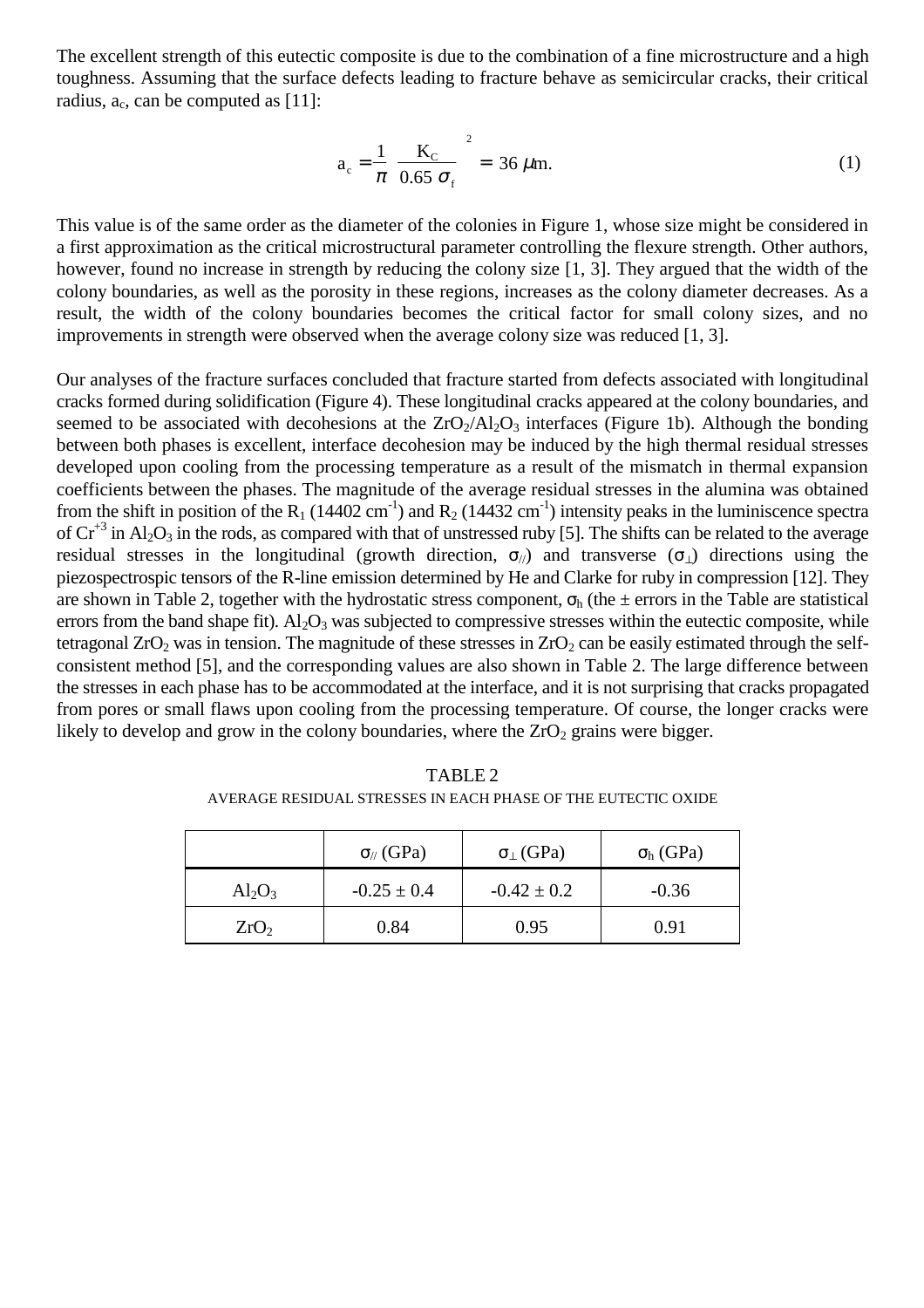The excellent strength of this eutectic composite is due to the combination of a fine microstructure and a high toughness. Assuming that the surface defects leading to fracture behave as semicircular cracks, their critical radius, $a_c$, can be computed as [11]:

$$a_c = \frac{1}{\pi}\left(\frac{K_C}{0.65\,\sigma_f}\right)^2 = 36\ \mu\text{m}. \tag{1}$$

This value is of the same order as the diameter of the colonies in Figure 1, whose size might be considered in a first approximation as the critical microstructural parameter controlling the flexure strength. Other authors, however, found no increase in strength by reducing the colony size [1, 3]. They argued that the width of the colony boundaries, as well as the porosity in these regions, increases as the colony diameter decreases. As a result, the width of the colony boundaries becomes the critical factor for small colony sizes, and no improvements in strength were observed when the average colony size was reduced [1, 3].

Our analyses of the fracture surfaces concluded that fracture started from defects associated with longitudinal cracks formed during solidification (Figure 4). These longitudinal cracks appeared at the colony boundaries, and seemed to be associated with decohesions at the $ZrO_2/Al_2O_3$ interfaces (Figure 1b). Although the bonding between both phases is excellent, interface decohesion may be induced by the high thermal residual stresses developed upon cooling from the processing temperature as a result of the mismatch in thermal expansion coefficients between the phases. The magnitude of the average residual stresses in the alumina was obtained from the shift in position of the $R_1$ (14402 $cm^{-1}$) and $R_2$ (14432 $cm^{-1}$) intensity peaks in the luminiscence spectra of $Cr^{+3}$ in $Al_2O_3$ in the rods, as compared with that of unstressed ruby [5]. The shifts can be related to the average residual stresses in the longitudinal (growth direction, $\sigma_{//}$) and transverse ($\sigma_{\perp}$) directions using the piezospectrospic tensors of the R-line emission determined by He and Clarke for ruby in compression [12]. They are shown in Table 2, together with the hydrostatic stress component, $\sigma_h$ (the ± errors in the Table are statistical errors from the band shape fit). $Al_2O_3$ was subjected to compressive stresses within the eutectic composite, while tetragonal $ZrO_2$ was in tension. The magnitude of these stresses in $ZrO_2$ can be easily estimated through the self-consistent method [5], and the corresponding values are also shown in Table 2. The large difference between the stresses in each phase has to be accommodated at the interface, and it is not surprising that cracks propagated from pores or small flaws upon cooling from the processing temperature. Of course, the longer cracks were likely to develop and grow in the colony boundaries, where the $ZrO_2$ grains were bigger.

TABLE 2

AVERAGE RESIDUAL STRESSES IN EACH PHASE OF THE EUTECTIC OXIDE

| | $\sigma_{//}$ (GPa) | $\sigma_{\perp}$ (GPa) | $\sigma_h$ (GPa) |
|---|---|---|---|
| $Al_2O_3$ | -0.25 ± 0.4 | -0.42 ± 0.2 | -0.36 |
| $ZrO_2$ | 0.84 | 0.95 | 0.91 |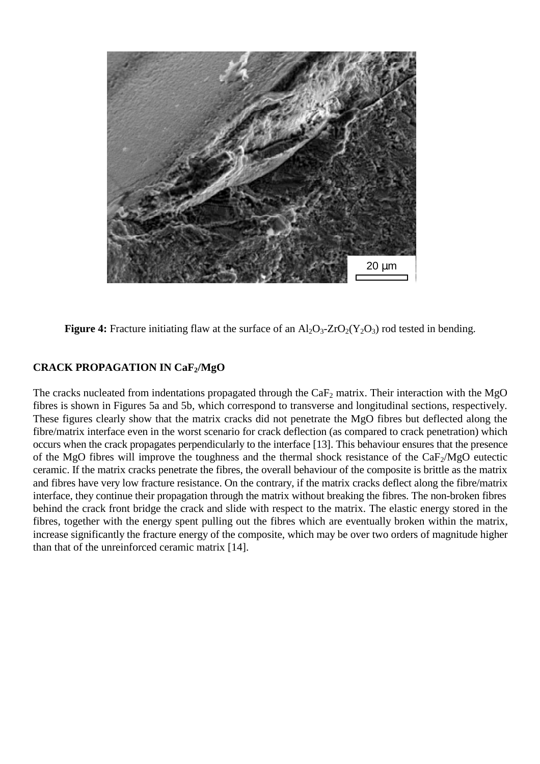**Figure 4:** Fracture initiating flaw at the surface of an $Al_2O_3$-$ZrO_2$($Y_2O_3$) rod tested in bending.

## CRACK PROPAGATION IN $CaF_2$/MgO

The cracks nucleated from indentations propagated through the $CaF_2$ matrix. Their interaction with the MgO fibres is shown in Figures 5a and 5b, which correspond to transverse and longitudinal sections, respectively. These figures clearly show that the matrix cracks did not penetrate the MgO fibres but deflected along the fibre/matrix interface even in the worst scenario for crack deflection (as compared to crack penetration) which occurs when the crack propagates perpendicularly to the interface [13]. This behaviour ensures that the presence of the MgO fibres will improve the toughness and the thermal shock resistance of the $CaF_2$/MgO eutectic ceramic. If the matrix cracks penetrate the fibres, the overall behaviour of the composite is brittle as the matrix and fibres have very low fracture resistance. On the contrary, if the matrix cracks deflect along the fibre/matrix interface, they continue their propagation through the matrix without breaking the fibres. The non-broken fibres behind the crack front bridge the crack and slide with respect to the matrix. The elastic energy stored in the fibres, together with the energy spent pulling out the fibres which are eventually broken within the matrix, increase significantly the fracture energy of the composite, which may be over two orders of magnitude higher than that of the unreinforced ceramic matrix [14].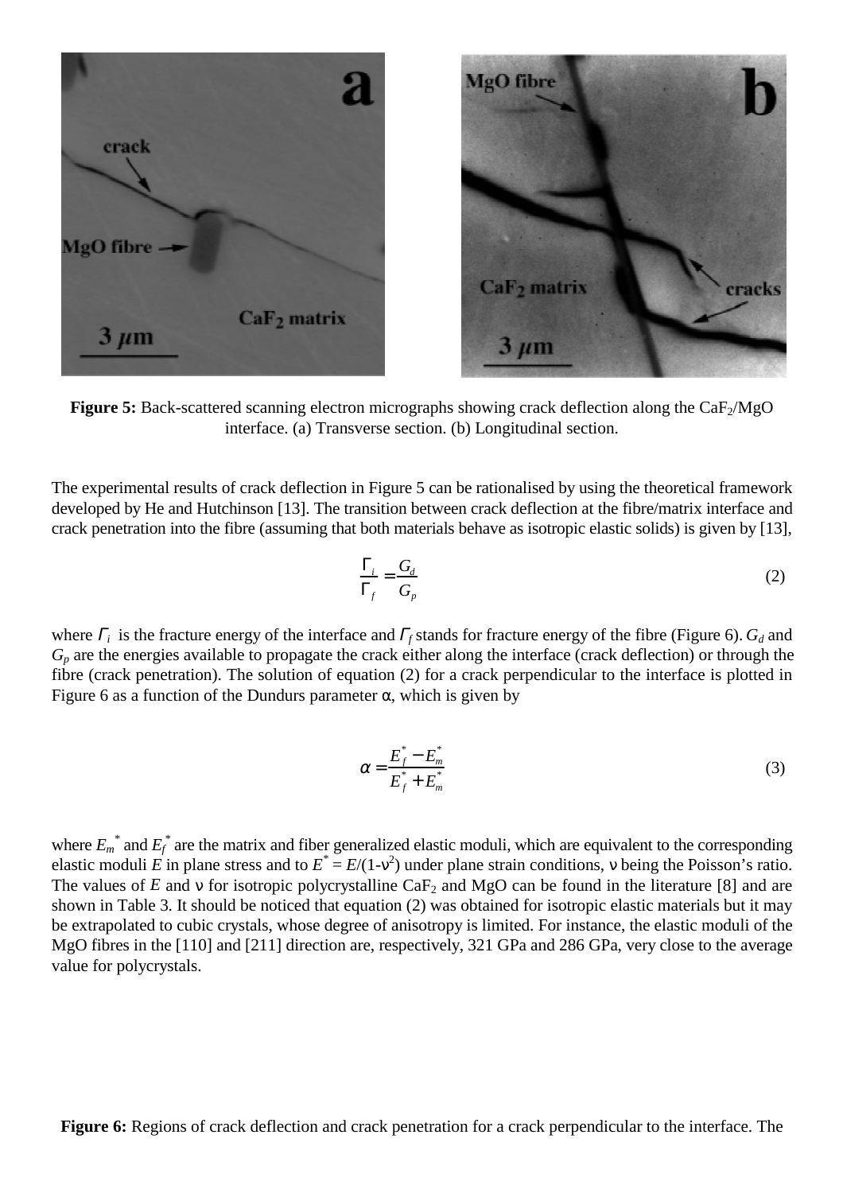**Figure 5:** Back-scattered scanning electron micrographs showing crack deflection along the $CaF_2$/MgO interface. (a) Transverse section. (b) Longitudinal section.

The experimental results of crack deflection in Figure 5 can be rationalised by using the theoretical framework developed by He and Hutchinson [13]. The transition between crack deflection at the fibre/matrix interface and crack penetration into the fibre (assuming that both materials behave as isotropic elastic solids) is given by [13],

$$\frac{\Gamma_i}{\Gamma_f} = \frac{G_d}{G_p} \tag{2}$$

where $\Gamma_i$ is the fracture energy of the interface and $\Gamma_f$ stands for fracture energy of the fibre (Figure 6). $G_d$ and $G_p$ are the energies available to propagate the crack either along the interface (crack deflection) or through the fibre (crack penetration). The solution of equation (2) for a crack perpendicular to the interface is plotted in Figure 6 as a function of the Dundurs parameter α, which is given by

$$\alpha = \frac{E_f^* - E_m^*}{E_f^* + E_m^*} \tag{3}$$

where $E_m^*$ and $E_f^*$ are the matrix and fiber generalized elastic moduli, which are equivalent to the corresponding elastic moduli $E$ in plane stress and to $E^* = E/(1-\nu^2)$ under plane strain conditions, ν being the Poisson's ratio. The values of $E$ and ν for isotropic polycrystalline $CaF_2$ and MgO can be found in the literature [8] and are shown in Table 3. It should be noticed that equation (2) was obtained for isotropic elastic materials but it may be extrapolated to cubic crystals, whose degree of anisotropy is limited. For instance, the elastic moduli of the MgO fibres in the [110] and [211] direction are, respectively, 321 GPa and 286 GPa, very close to the average value for polycrystals.

**Figure 6:** Regions of crack deflection and crack penetration for a crack perpendicular to the interface. The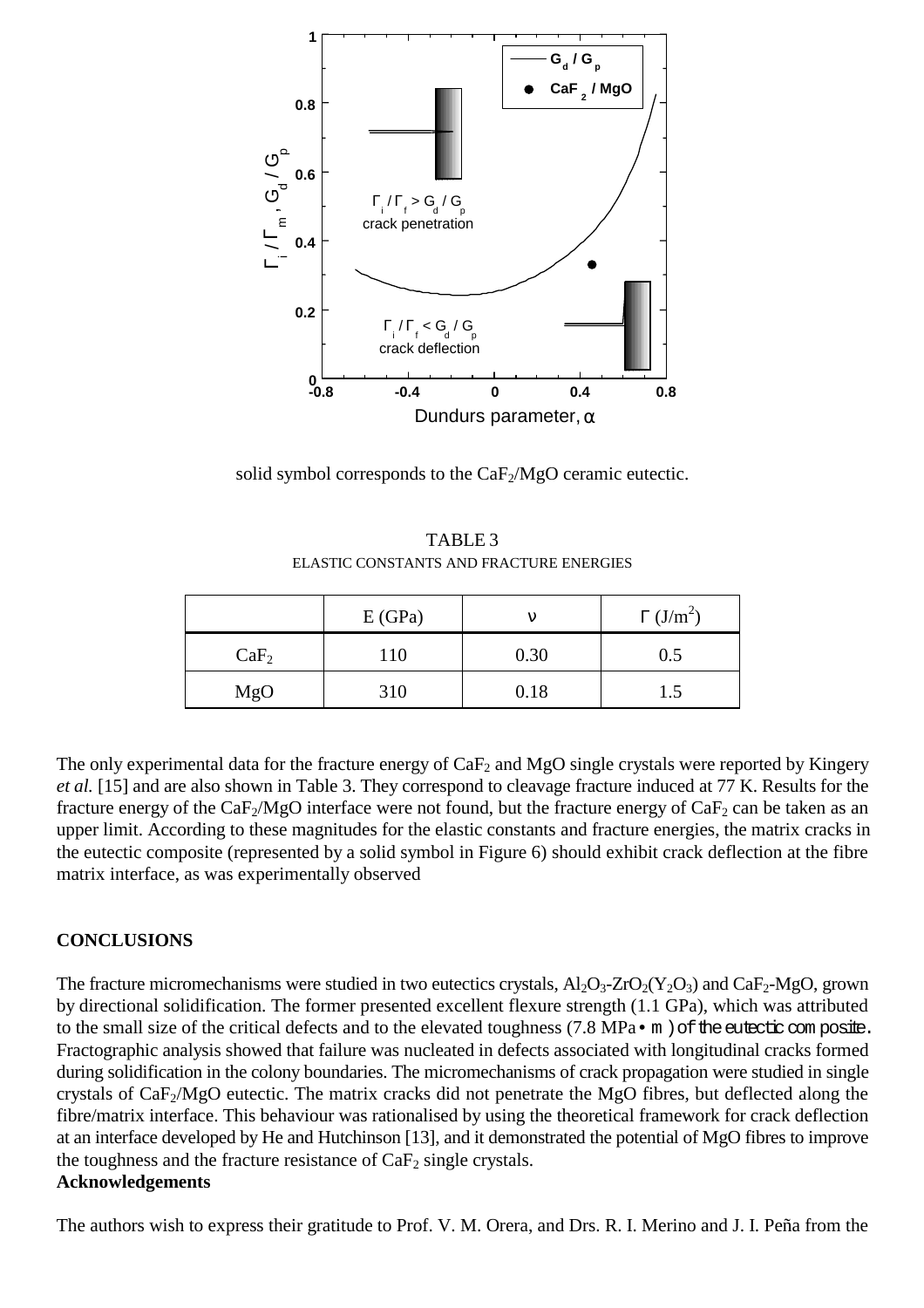solid symbol corresponds to the $CaF_2$/MgO ceramic eutectic.

TABLE 3
ELASTIC CONSTANTS AND FRACTURE ENERGIES

| | E (GPa) | ν | Γ ($J/m^2$) |
|---|---|---|---|
| $CaF_2$ | 110 | 0.30 | 0.5 |
| MgO | 310 | 0.18 | 1.5 |

The only experimental data for the fracture energy of $CaF_2$ and MgO single crystals were reported by Kingery *et al.* [15] and are also shown in Table 3. They correspond to cleavage fracture induced at 77 K. Results for the fracture energy of the $CaF_2$/MgO interface were not found, but the fracture energy of $CaF_2$ can be taken as an upper limit. According to these magnitudes for the elastic constants and fracture energies, the matrix cracks in the eutectic composite (represented by a solid symbol in Figure 6) should exhibit crack deflection at the fibre matrix interface, as was experimentally observed

## CONCLUSIONS

The fracture micromechanisms were studied in two eutectics crystals, $Al_2O_3$-$ZrO_2(Y_2O_3)$ and $CaF_2$-MgO, grown by directional solidification. The former presented excellent flexure strength (1.1 GPa), which was attributed to the small size of the critical defects and to the elevated toughness (7.8 MPa$\sqrt{m}$) of the eutectic composite. Fractographic analysis showed that failure was nucleated in defects associated with longitudinal cracks formed during solidification in the colony boundaries. The micromechanisms of crack propagation were studied in single crystals of $CaF_2$/MgO eutectic. The matrix cracks did not penetrate the MgO fibres, but deflected along the fibre/matrix interface. This behaviour was rationalised by using the theoretical framework for crack deflection at an interface developed by He and Hutchinson [13], and it demonstrated the potential of MgO fibres to improve the toughness and the fracture resistance of $CaF_2$ single crystals.

**Acknowledgements**

The authors wish to express their gratitude to Prof. V. M. Orera, and Drs. R. I. Merino and J. I. Peña from the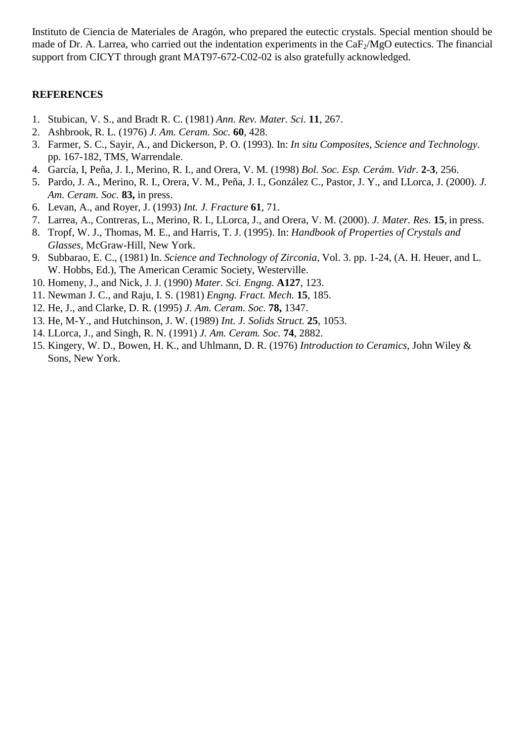Instituto de Ciencia de Materiales de Aragón, who prepared the eutectic crystals. Special mention should be made of Dr. A. Larrea, who carried out the indentation experiments in the $CaF_2$/MgO eutectics. The financial support from CICYT through grant MAT97-672-C02-02 is also gratefully acknowledged.

**REFERENCES**

1. Stubican, V. S., and Bradt R. C. (1981) *Ann. Rev. Mater. Sci.* **11**, 267.
2. Ashbrook, R. L. (1976) *J. Am. Ceram. Soc.* **60**, 428.
3. Farmer, S. C., Sayir, A., and Dickerson, P. O. (1993). In: *In situ Composites, Science and Technology*. pp. 167-182, TMS, Warrendale.
4. García, I, Peña, J. I., Merino, R. I., and Orera, V. M. (1998) *Bol. Soc. Esp. Cerám. Vidr.* **2-3**, 256.
5. Pardo, J. A., Merino, R. I., Orera, V. M., Peña, J. I., González C., Pastor, J. Y., and LLorca, J. (2000). *J. Am. Ceram. Soc.* **83,** in press.
6. Levan, A., and Royer, J. (1993) *Int. J. Fracture* **61**, 71.
7. Larrea, A., Contreras, L., Merino, R. I., LLorca, J., and Orera, V. M. (2000). *J. Mater. Res.* **15**, in press.
8. Tropf, W. J., Thomas, M. E., and Harris, T. J. (1995). In: *Handbook of Properties of Crystals and Glasses*, McGraw-Hill, New York.
9. Subbarao, E. C., (1981) In. *Science and Technology of Zirconia*, Vol. 3. pp. 1-24, (A. H. Heuer, and L. W. Hobbs, Ed.), The American Ceramic Society, Westerville.
10. Homeny, J., and Nick, J. J. (1990) *Mater. Sci. Engng.* **A127**, 123.
11. Newman J. C., and Raju, I. S. (1981) *Engng. Fract. Mech.* **15**, 185.
12. He, J., and Clarke, D. R. (1995) *J. Am. Ceram. Soc.* **78,** 1347.
13. He, M-Y., and Hutchinson, J. W. (1989) *Int. J. Solids Struct.* **25**, 1053.
14. LLorca, J., and Singh, R. N. (1991) *J. Am. Ceram. Soc.* **74**, 2882.
15. Kingery, W. D., Bowen, H. K., and Uhlmann, D. R. (1976) *Introduction to Ceramics*, John Wiley & Sons, New York.